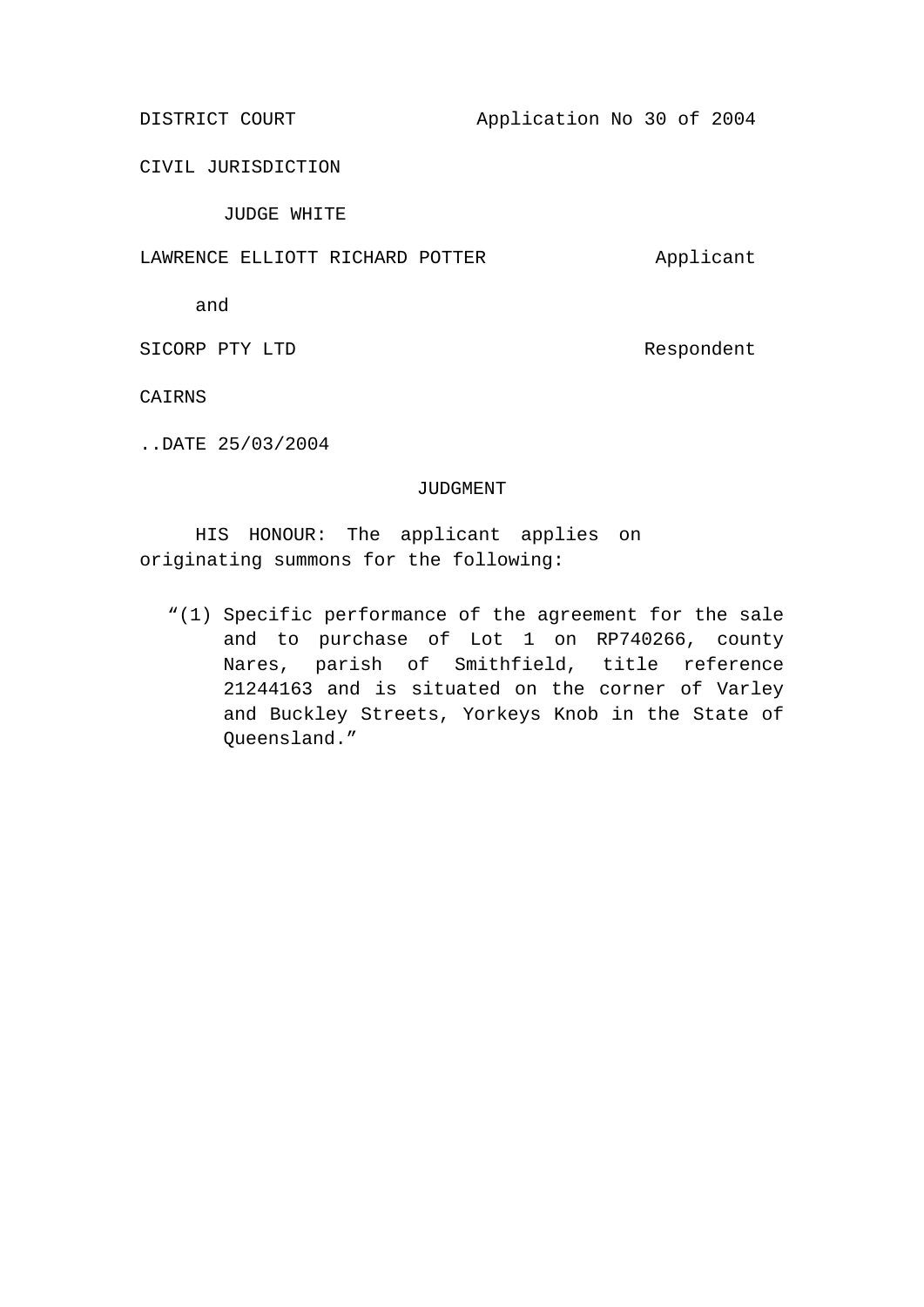DISTRICT COURT Application No 30 of 2004

CIVIL JURISDICTION

JUDGE WHITE

LAWRENCE ELLIOTT RICHARD POTTER Applicant

and

SICORP PTY LTD Respondent

CAIRNS

..DATE 25/03/2004

JUDGMENT

HIS HONOUR: The applicant applies on originating summons for the following:

> "(1) Specific performance of the agreement for the sale and to purchase of Lot 1 on RP740266, county Nares, parish of Smithfield, title reference 21244163 and is situated on the corner of Varley and Buckley Streets, Yorkeys Knob in the State of Queensland."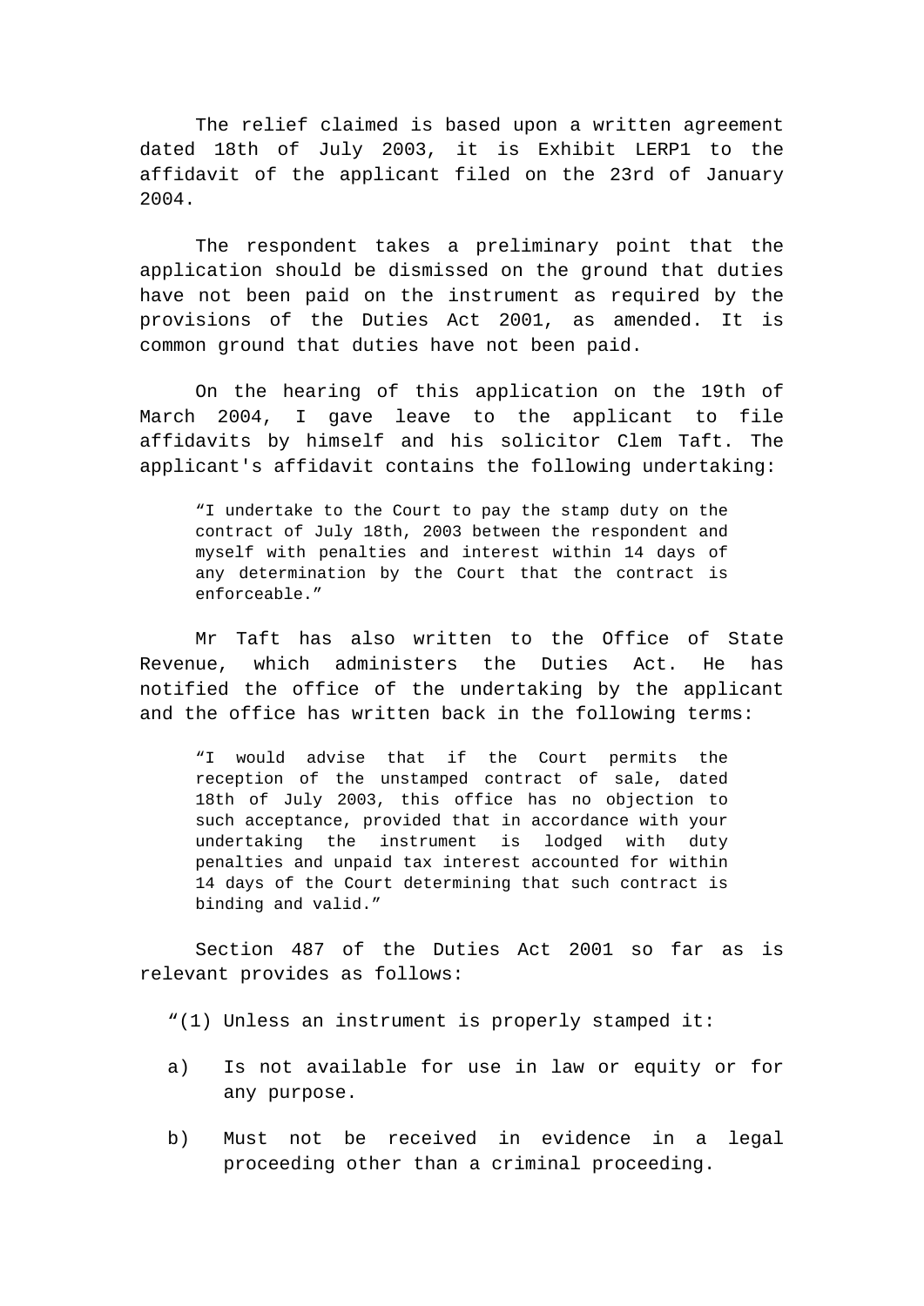The relief claimed is based upon a written agreement dated 18th of July 2003, it is Exhibit LERP1 to the affidavit of the applicant filed on the 23rd of January 2004.

The respondent takes a preliminary point that the application should be dismissed on the ground that duties have not been paid on the instrument as required by the provisions of the Duties Act 2001, as amended. It is common ground that duties have not been paid.

On the hearing of this application on the 19th of March 2004, I gave leave to the applicant to file affidavits by himself and his solicitor Clem Taft. The applicant's affidavit contains the following undertaking:

> "I undertake to the Court to pay the stamp duty on the contract of July 18th, 2003 between the respondent and myself with penalties and interest within 14 days of any determination by the Court that the contract is enforceable."

Mr Taft has also written to the Office of State Revenue, which administers the Duties Act. He has notified the office of the undertaking by the applicant and the office has written back in the following terms:

> "I would advise that if the Court permits the reception of the unstamped contract of sale, dated 18th of July 2003, this office has no objection to such acceptance, provided that in accordance with your undertaking the instrument is lodged with duty penalties and unpaid tax interest accounted for within 14 days of the Court determining that such contract is binding and valid."

Section 487 of the Duties Act 2001 so far as is relevant provides as follows:

> "(1) Unless an instrument is properly stamped it:
>
> a) Is not available for use in law or equity or for any purpose.
>
> b) Must not be received in evidence in a legal proceeding other than a criminal proceeding.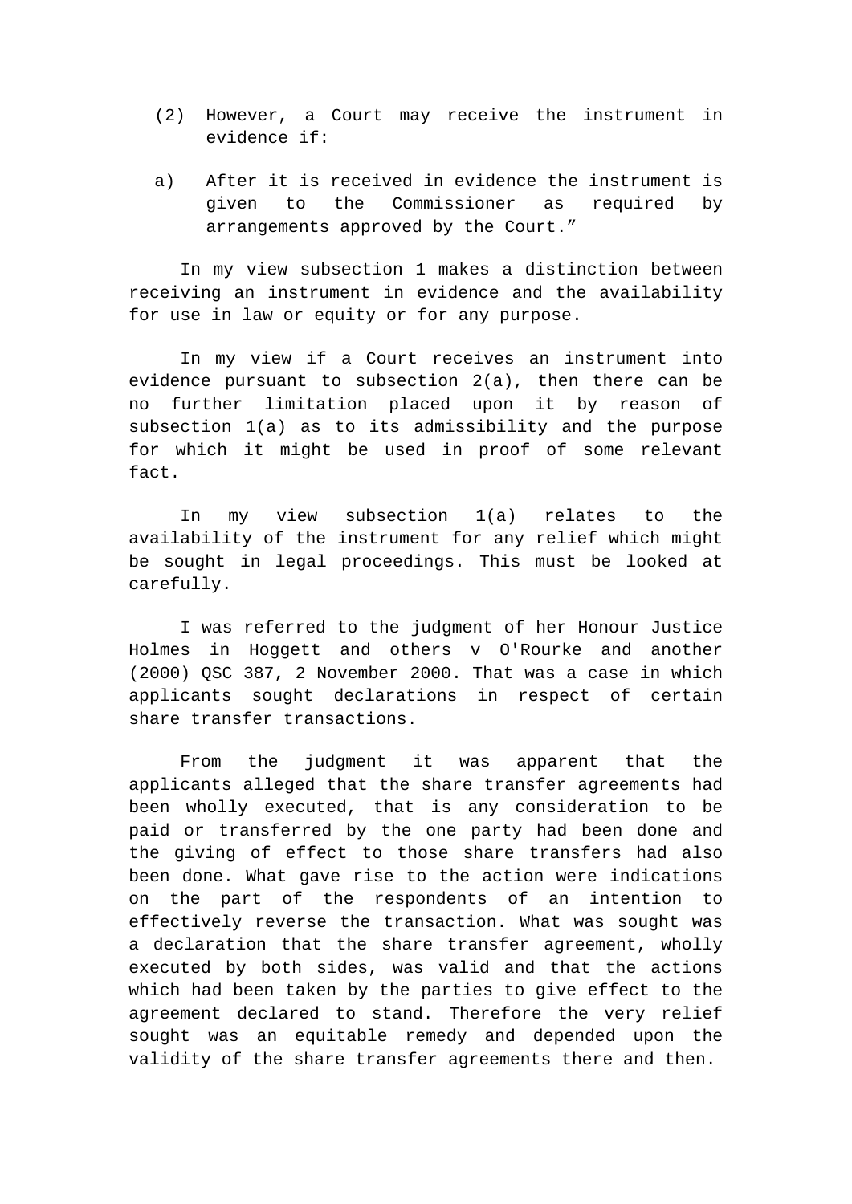(2) However, a Court may receive the instrument in evidence if:

a) After it is received in evidence the instrument is given to the Commissioner as required by arrangements approved by the Court."

In my view subsection 1 makes a distinction between receiving an instrument in evidence and the availability for use in law or equity or for any purpose.

In my view if a Court receives an instrument into evidence pursuant to subsection 2(a), then there can be no further limitation placed upon it by reason of subsection 1(a) as to its admissibility and the purpose for which it might be used in proof of some relevant fact.

In my view subsection 1(a) relates to the availability of the instrument for any relief which might be sought in legal proceedings. This must be looked at carefully.

I was referred to the judgment of her Honour Justice Holmes in Hoggett and others v O'Rourke and another (2000) QSC 387, 2 November 2000. That was a case in which applicants sought declarations in respect of certain share transfer transactions.

From the judgment it was apparent that the applicants alleged that the share transfer agreements had been wholly executed, that is any consideration to be paid or transferred by the one party had been done and the giving of effect to those share transfers had also been done. What gave rise to the action were indications on the part of the respondents of an intention to effectively reverse the transaction. What was sought was a declaration that the share transfer agreement, wholly executed by both sides, was valid and that the actions which had been taken by the parties to give effect to the agreement declared to stand. Therefore the very relief sought was an equitable remedy and depended upon the validity of the share transfer agreements there and then.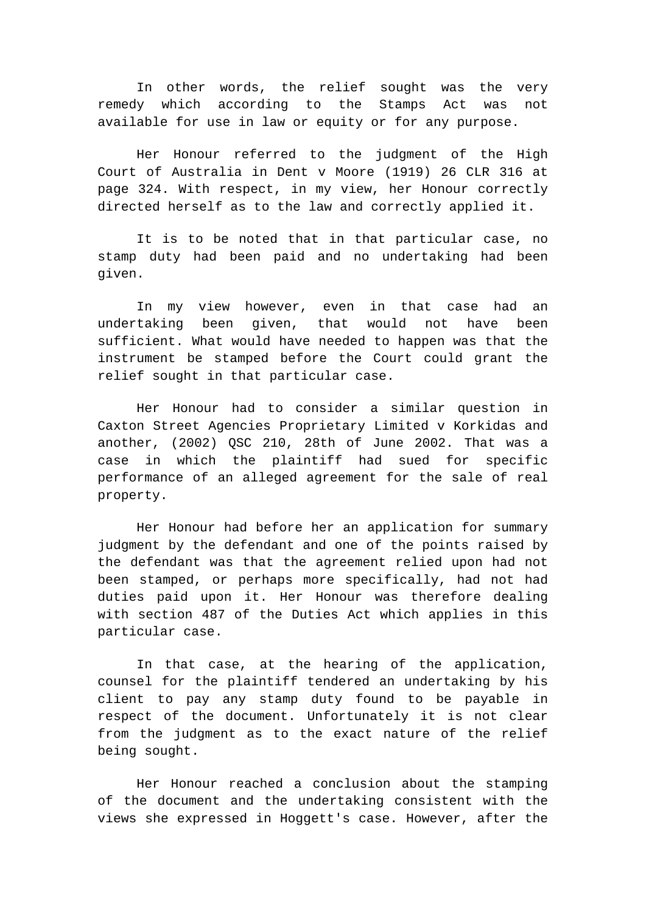In other words, the relief sought was the very remedy which according to the Stamps Act was not available for use in law or equity or for any purpose.

Her Honour referred to the judgment of the High Court of Australia in Dent v Moore (1919) 26 CLR 316 at page 324. With respect, in my view, her Honour correctly directed herself as to the law and correctly applied it.

It is to be noted that in that particular case, no stamp duty had been paid and no undertaking had been given.

In my view however, even in that case had an undertaking been given, that would not have been sufficient. What would have needed to happen was that the instrument be stamped before the Court could grant the relief sought in that particular case.

Her Honour had to consider a similar question in Caxton Street Agencies Proprietary Limited v Korkidas and another, (2002) QSC 210, 28th of June 2002. That was a case in which the plaintiff had sued for specific performance of an alleged agreement for the sale of real property.

Her Honour had before her an application for summary judgment by the defendant and one of the points raised by the defendant was that the agreement relied upon had not been stamped, or perhaps more specifically, had not had duties paid upon it. Her Honour was therefore dealing with section 487 of the Duties Act which applies in this particular case.

In that case, at the hearing of the application, counsel for the plaintiff tendered an undertaking by his client to pay any stamp duty found to be payable in respect of the document. Unfortunately it is not clear from the judgment as to the exact nature of the relief being sought.

Her Honour reached a conclusion about the stamping of the document and the undertaking consistent with the views she expressed in Hoggett's case. However, after the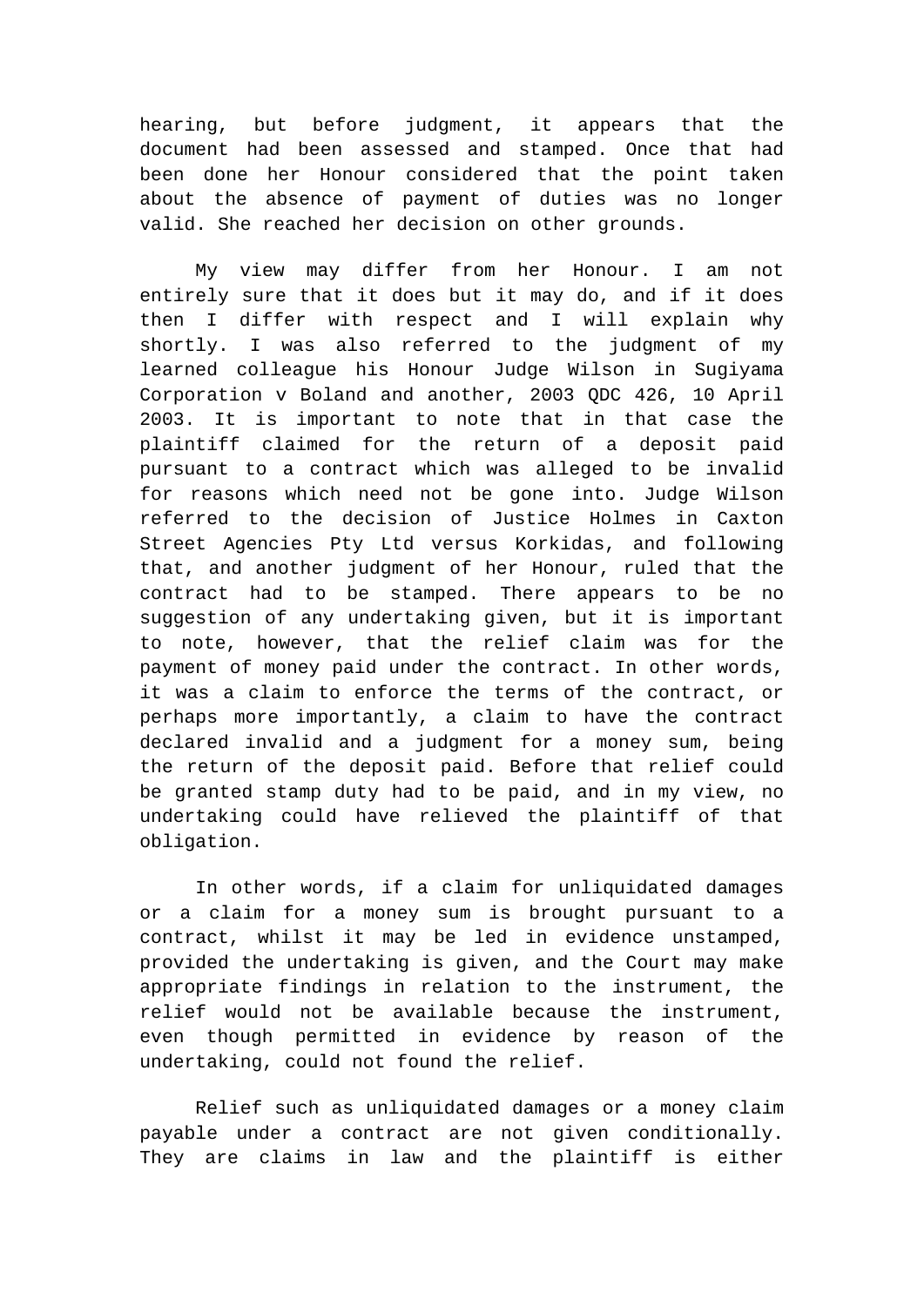hearing, but before judgment, it appears that the document had been assessed and stamped. Once that had been done her Honour considered that the point taken about the absence of payment of duties was no longer valid. She reached her decision on other grounds.

My view may differ from her Honour. I am not entirely sure that it does but it may do, and if it does then I differ with respect and I will explain why shortly. I was also referred to the judgment of my learned colleague his Honour Judge Wilson in Sugiyama Corporation v Boland and another, 2003 QDC 426, 10 April 2003. It is important to note that in that case the plaintiff claimed for the return of a deposit paid pursuant to a contract which was alleged to be invalid for reasons which need not be gone into. Judge Wilson referred to the decision of Justice Holmes in Caxton Street Agencies Pty Ltd versus Korkidas, and following that, and another judgment of her Honour, ruled that the contract had to be stamped. There appears to be no suggestion of any undertaking given, but it is important to note, however, that the relief claim was for the payment of money paid under the contract. In other words, it was a claim to enforce the terms of the contract, or perhaps more importantly, a claim to have the contract declared invalid and a judgment for a money sum, being the return of the deposit paid. Before that relief could be granted stamp duty had to be paid, and in my view, no undertaking could have relieved the plaintiff of that obligation.

In other words, if a claim for unliquidated damages or a claim for a money sum is brought pursuant to a contract, whilst it may be led in evidence unstamped, provided the undertaking is given, and the Court may make appropriate findings in relation to the instrument, the relief would not be available because the instrument, even though permitted in evidence by reason of the undertaking, could not found the relief.

Relief such as unliquidated damages or a money claim payable under a contract are not given conditionally. They are claims in law and the plaintiff is either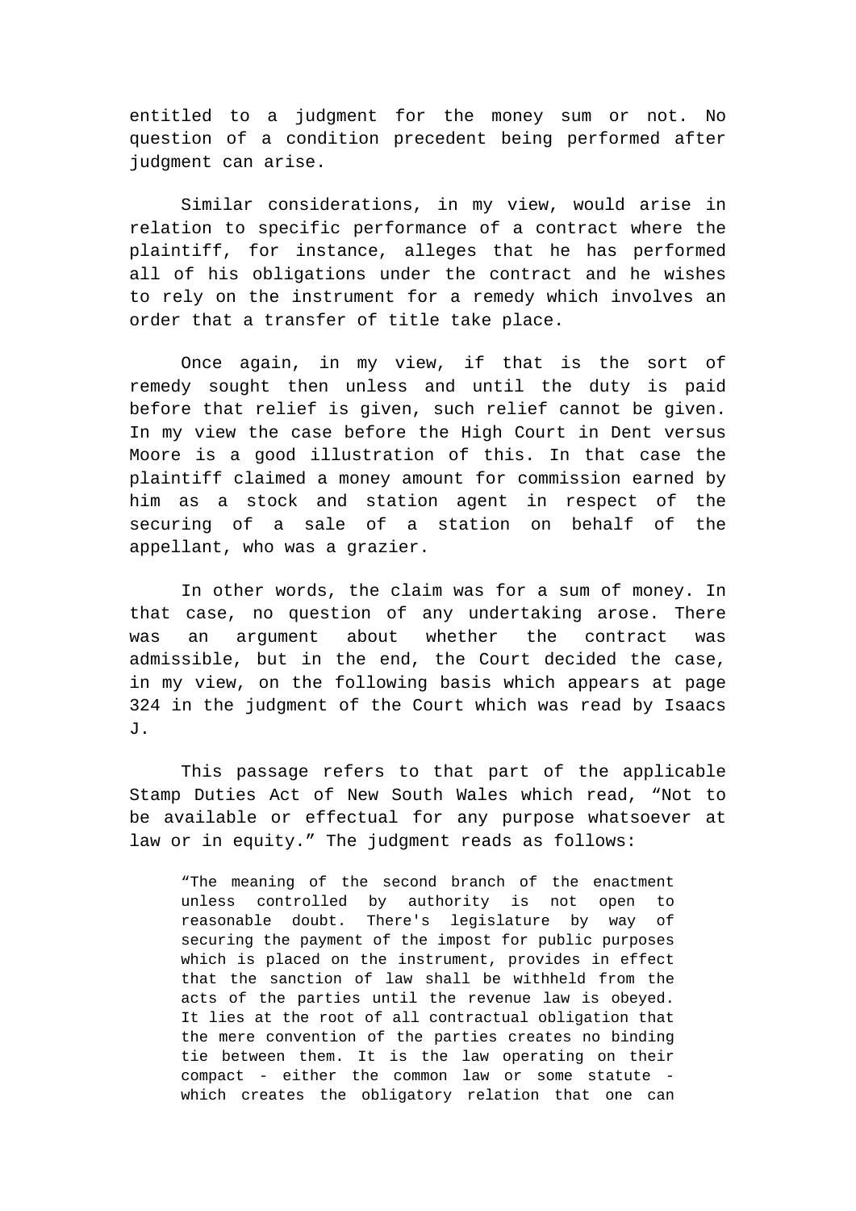entitled to a judgment for the money sum or not. No question of a condition precedent being performed after judgment can arise.

Similar considerations, in my view, would arise in relation to specific performance of a contract where the plaintiff, for instance, alleges that he has performed all of his obligations under the contract and he wishes to rely on the instrument for a remedy which involves an order that a transfer of title take place.

Once again, in my view, if that is the sort of remedy sought then unless and until the duty is paid before that relief is given, such relief cannot be given. In my view the case before the High Court in Dent versus Moore is a good illustration of this. In that case the plaintiff claimed a money amount for commission earned by him as a stock and station agent in respect of the securing of a sale of a station on behalf of the appellant, who was a grazier.

In other words, the claim was for a sum of money. In that case, no question of any undertaking arose. There was an argument about whether the contract was admissible, but in the end, the Court decided the case, in my view, on the following basis which appears at page 324 in the judgment of the Court which was read by Isaacs J.

This passage refers to that part of the applicable Stamp Duties Act of New South Wales which read, “Not to be available or effectual for any purpose whatsoever at law or in equity.” The judgment reads as follows:

> “The meaning of the second branch of the enactment unless controlled by authority is not open to reasonable doubt. There's legislature by way of securing the payment of the impost for public purposes which is placed on the instrument, provides in effect that the sanction of law shall be withheld from the acts of the parties until the revenue law is obeyed. It lies at the root of all contractual obligation that the mere convention of the parties creates no binding tie between them. It is the law operating on their compact - either the common law or some statute - which creates the obligatory relation that one can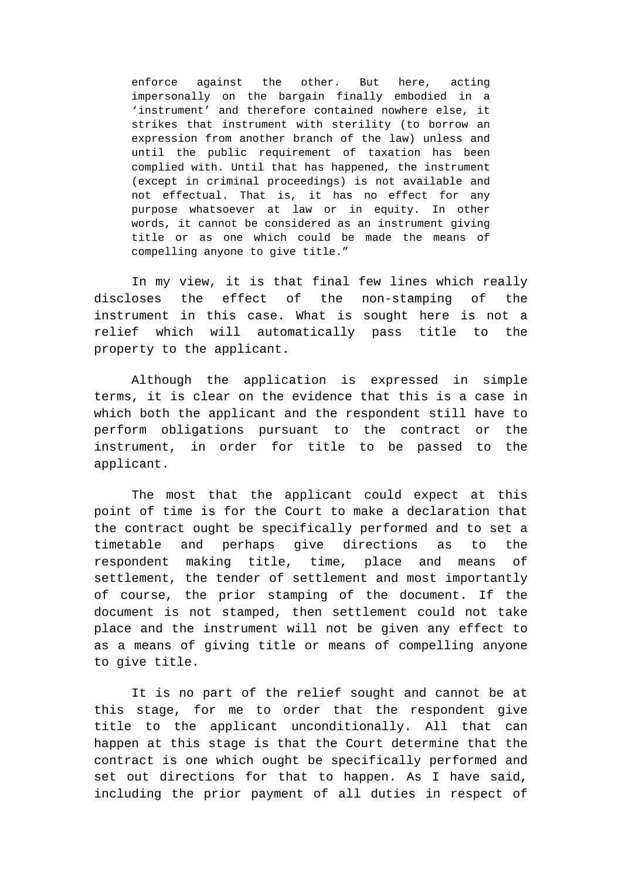> enforce against the other. But here, acting impersonally on the bargain finally embodied in a 'instrument' and therefore contained nowhere else, it strikes that instrument with sterility (to borrow an expression from another branch of the law) unless and until the public requirement of taxation has been complied with. Until that has happened, the instrument (except in criminal proceedings) is not available and not effectual. That is, it has no effect for any purpose whatsoever at law or in equity. In other words, it cannot be considered as an instrument giving title or as one which could be made the means of compelling anyone to give title."

In my view, it is that final few lines which really discloses the effect of the non-stamping of the instrument in this case. What is sought here is not a relief which will automatically pass title to the property to the applicant.

Although the application is expressed in simple terms, it is clear on the evidence that this is a case in which both the applicant and the respondent still have to perform obligations pursuant to the contract or the instrument, in order for title to be passed to the applicant.

The most that the applicant could expect at this point of time is for the Court to make a declaration that the contract ought be specifically performed and to set a timetable and perhaps give directions as to the respondent making title, time, place and means of settlement, the tender of settlement and most importantly of course, the prior stamping of the document. If the document is not stamped, then settlement could not take place and the instrument will not be given any effect to as a means of giving title or means of compelling anyone to give title.

It is no part of the relief sought and cannot be at this stage, for me to order that the respondent give title to the applicant unconditionally. All that can happen at this stage is that the Court determine that the contract is one which ought be specifically performed and set out directions for that to happen. As I have said, including the prior payment of all duties in respect of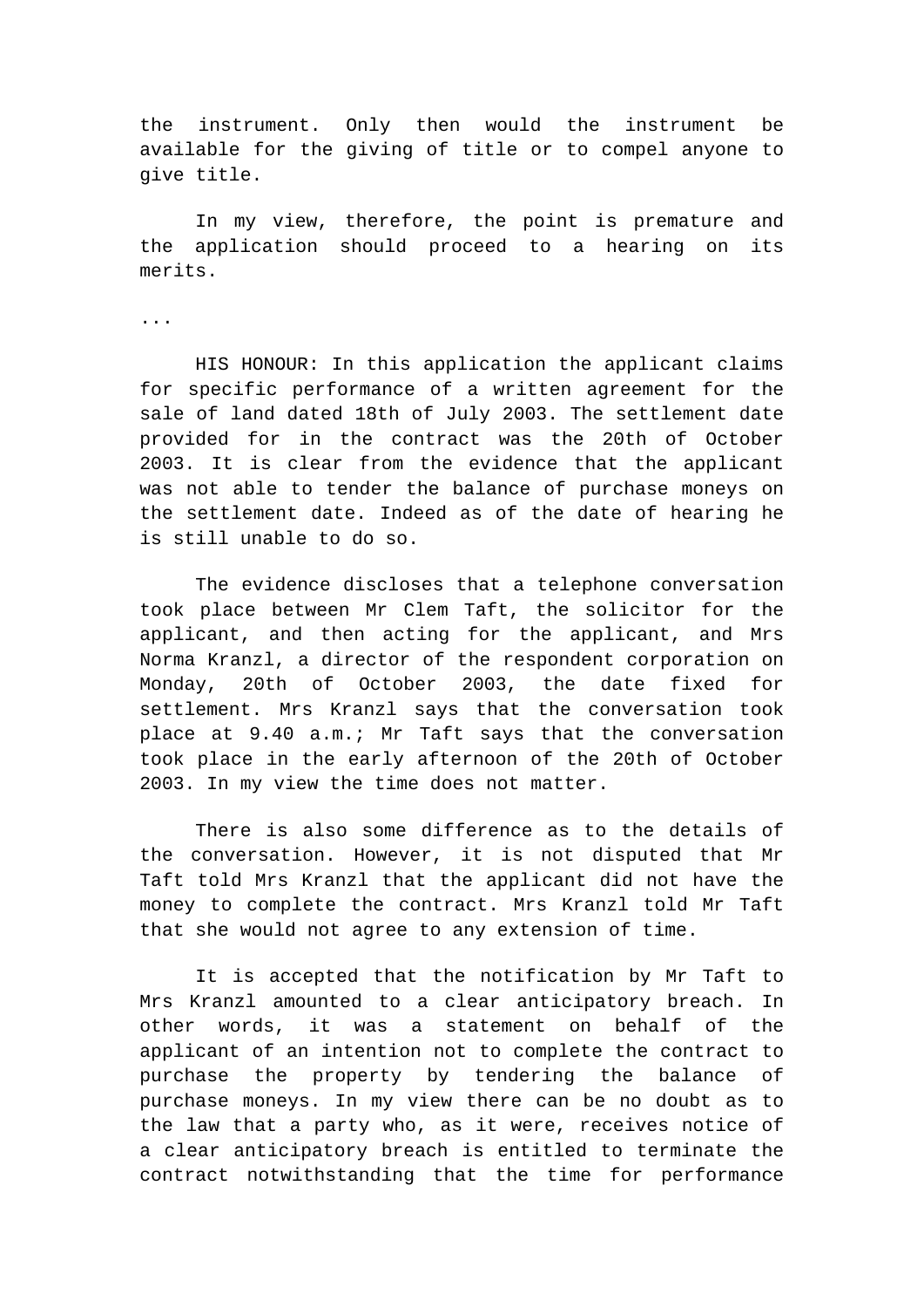the instrument. Only then would the instrument be available for the giving of title or to compel anyone to give title.

In my view, therefore, the point is premature and the application should proceed to a hearing on its merits.

...

HIS HONOUR: In this application the applicant claims for specific performance of a written agreement for the sale of land dated 18th of July 2003. The settlement date provided for in the contract was the 20th of October 2003. It is clear from the evidence that the applicant was not able to tender the balance of purchase moneys on the settlement date. Indeed as of the date of hearing he is still unable to do so.

The evidence discloses that a telephone conversation took place between Mr Clem Taft, the solicitor for the applicant, and then acting for the applicant, and Mrs Norma Kranzl, a director of the respondent corporation on Monday, 20th of October 2003, the date fixed for settlement. Mrs Kranzl says that the conversation took place at 9.40 a.m.; Mr Taft says that the conversation took place in the early afternoon of the 20th of October 2003. In my view the time does not matter.

There is also some difference as to the details of the conversation. However, it is not disputed that Mr Taft told Mrs Kranzl that the applicant did not have the money to complete the contract. Mrs Kranzl told Mr Taft that she would not agree to any extension of time.

It is accepted that the notification by Mr Taft to Mrs Kranzl amounted to a clear anticipatory breach. In other words, it was a statement on behalf of the applicant of an intention not to complete the contract to purchase the property by tendering the balance of purchase moneys. In my view there can be no doubt as to the law that a party who, as it were, receives notice of a clear anticipatory breach is entitled to terminate the contract notwithstanding that the time for performance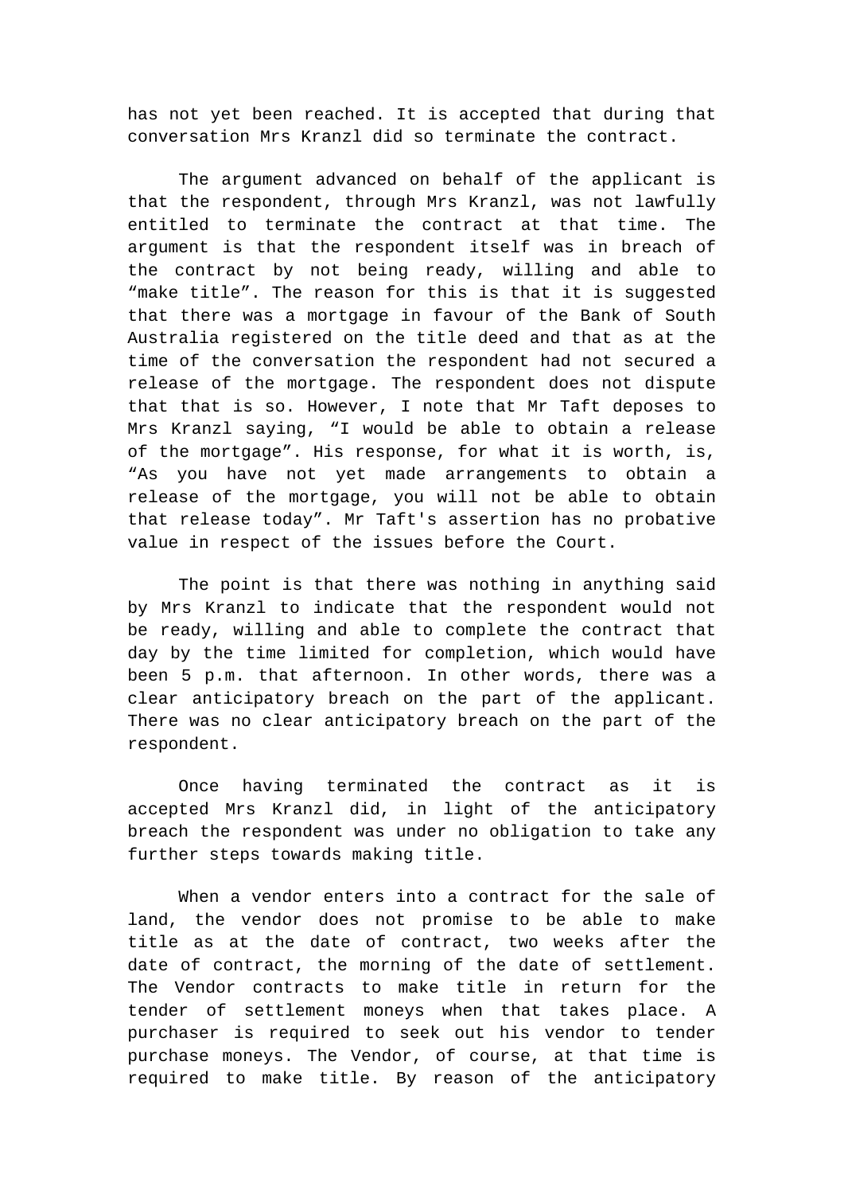has not yet been reached. It is accepted that during that conversation Mrs Kranzl did so terminate the contract.

The argument advanced on behalf of the applicant is that the respondent, through Mrs Kranzl, was not lawfully entitled to terminate the contract at that time. The argument is that the respondent itself was in breach of the contract by not being ready, willing and able to "make title". The reason for this is that it is suggested that there was a mortgage in favour of the Bank of South Australia registered on the title deed and that as at the time of the conversation the respondent had not secured a release of the mortgage. The respondent does not dispute that that is so. However, I note that Mr Taft deposes to Mrs Kranzl saying, "I would be able to obtain a release of the mortgage". His response, for what it is worth, is, "As you have not yet made arrangements to obtain a release of the mortgage, you will not be able to obtain that release today". Mr Taft's assertion has no probative value in respect of the issues before the Court.

The point is that there was nothing in anything said by Mrs Kranzl to indicate that the respondent would not be ready, willing and able to complete the contract that day by the time limited for completion, which would have been 5 p.m. that afternoon. In other words, there was a clear anticipatory breach on the part of the applicant. There was no clear anticipatory breach on the part of the respondent.

Once having terminated the contract as it is accepted Mrs Kranzl did, in light of the anticipatory breach the respondent was under no obligation to take any further steps towards making title.

When a vendor enters into a contract for the sale of land, the vendor does not promise to be able to make title as at the date of contract, two weeks after the date of contract, the morning of the date of settlement. The Vendor contracts to make title in return for the tender of settlement moneys when that takes place. A purchaser is required to seek out his vendor to tender purchase moneys. The Vendor, of course, at that time is required to make title. By reason of the anticipatory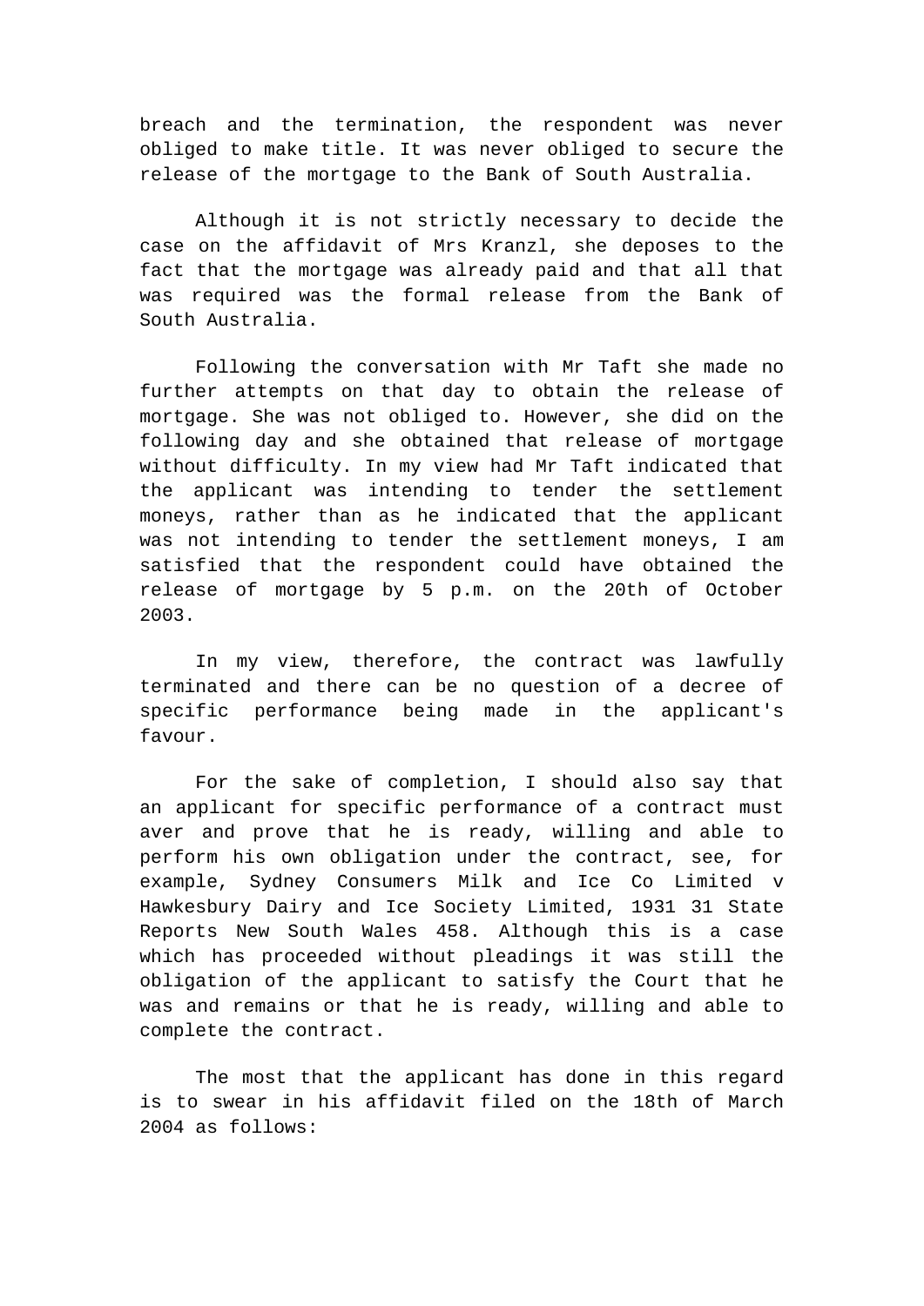breach and the termination, the respondent was never obliged to make title. It was never obliged to secure the release of the mortgage to the Bank of South Australia.

Although it is not strictly necessary to decide the case on the affidavit of Mrs Kranzl, she deposes to the fact that the mortgage was already paid and that all that was required was the formal release from the Bank of South Australia.

Following the conversation with Mr Taft she made no further attempts on that day to obtain the release of mortgage. She was not obliged to. However, she did on the following day and she obtained that release of mortgage without difficulty. In my view had Mr Taft indicated that the applicant was intending to tender the settlement moneys, rather than as he indicated that the applicant was not intending to tender the settlement moneys, I am satisfied that the respondent could have obtained the release of mortgage by 5 p.m. on the 20th of October 2003.

In my view, therefore, the contract was lawfully terminated and there can be no question of a decree of specific performance being made in the applicant's favour.

For the sake of completion, I should also say that an applicant for specific performance of a contract must aver and prove that he is ready, willing and able to perform his own obligation under the contract, see, for example, Sydney Consumers Milk and Ice Co Limited v Hawkesbury Dairy and Ice Society Limited, 1931 31 State Reports New South Wales 458. Although this is a case which has proceeded without pleadings it was still the obligation of the applicant to satisfy the Court that he was and remains or that he is ready, willing and able to complete the contract.

The most that the applicant has done in this regard is to swear in his affidavit filed on the 18th of March 2004 as follows: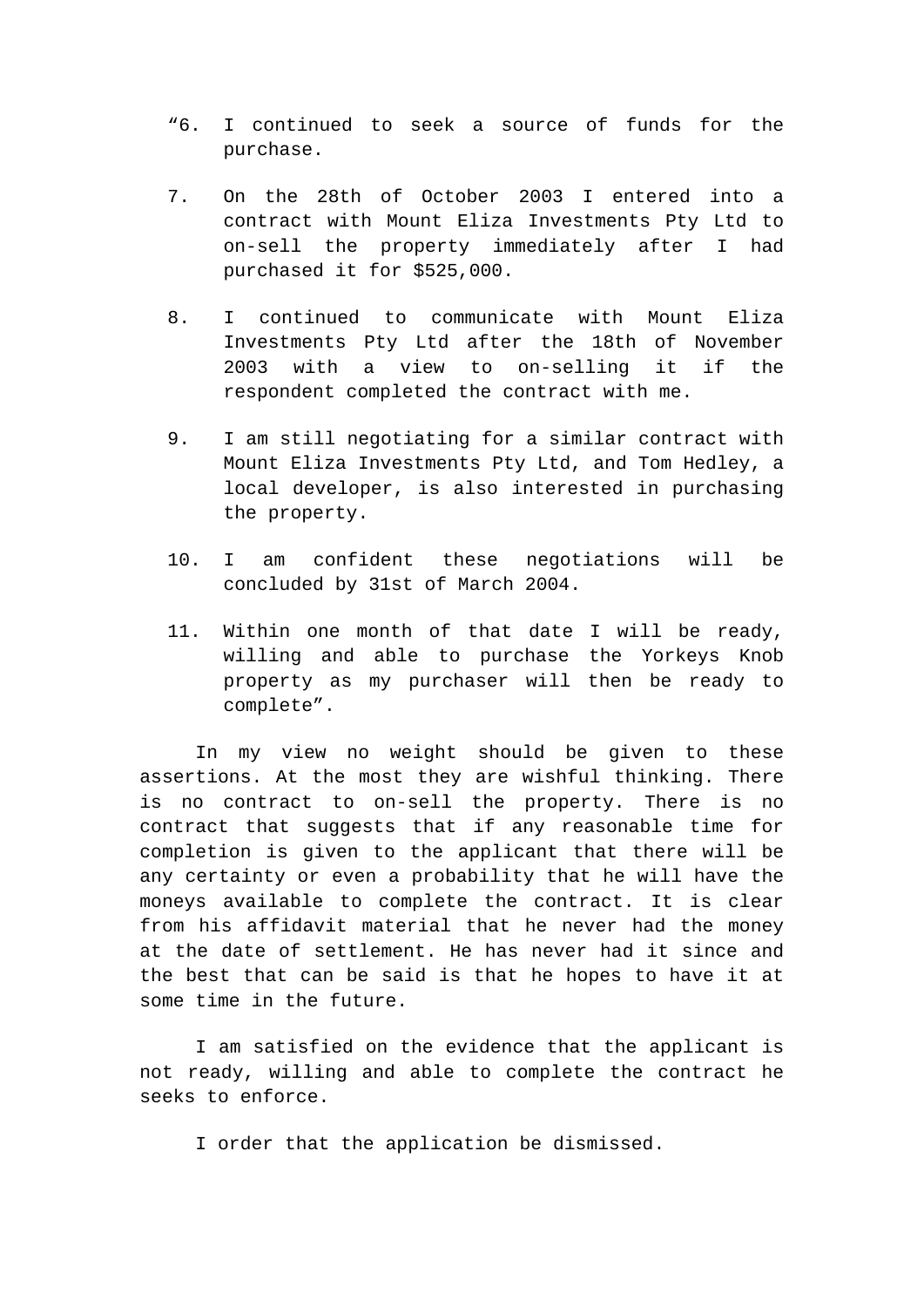"6. I continued to seek a source of funds for the purchase.

7. On the 28th of October 2003 I entered into a contract with Mount Eliza Investments Pty Ltd to on-sell the property immediately after I had purchased it for $525,000.

8. I continued to communicate with Mount Eliza Investments Pty Ltd after the 18th of November 2003 with a view to on-selling it if the respondent completed the contract with me.

9. I am still negotiating for a similar contract with Mount Eliza Investments Pty Ltd, and Tom Hedley, a local developer, is also interested in purchasing the property.

10. I am confident these negotiations will be concluded by 31st of March 2004.

11. Within one month of that date I will be ready, willing and able to purchase the Yorkeys Knob property as my purchaser will then be ready to complete".

In my view no weight should be given to these assertions. At the most they are wishful thinking. There is no contract to on-sell the property. There is no contract that suggests that if any reasonable time for completion is given to the applicant that there will be any certainty or even a probability that he will have the moneys available to complete the contract. It is clear from his affidavit material that he never had the money at the date of settlement. He has never had it since and the best that can be said is that he hopes to have it at some time in the future.

I am satisfied on the evidence that the applicant is not ready, willing and able to complete the contract he seeks to enforce.

I order that the application be dismissed.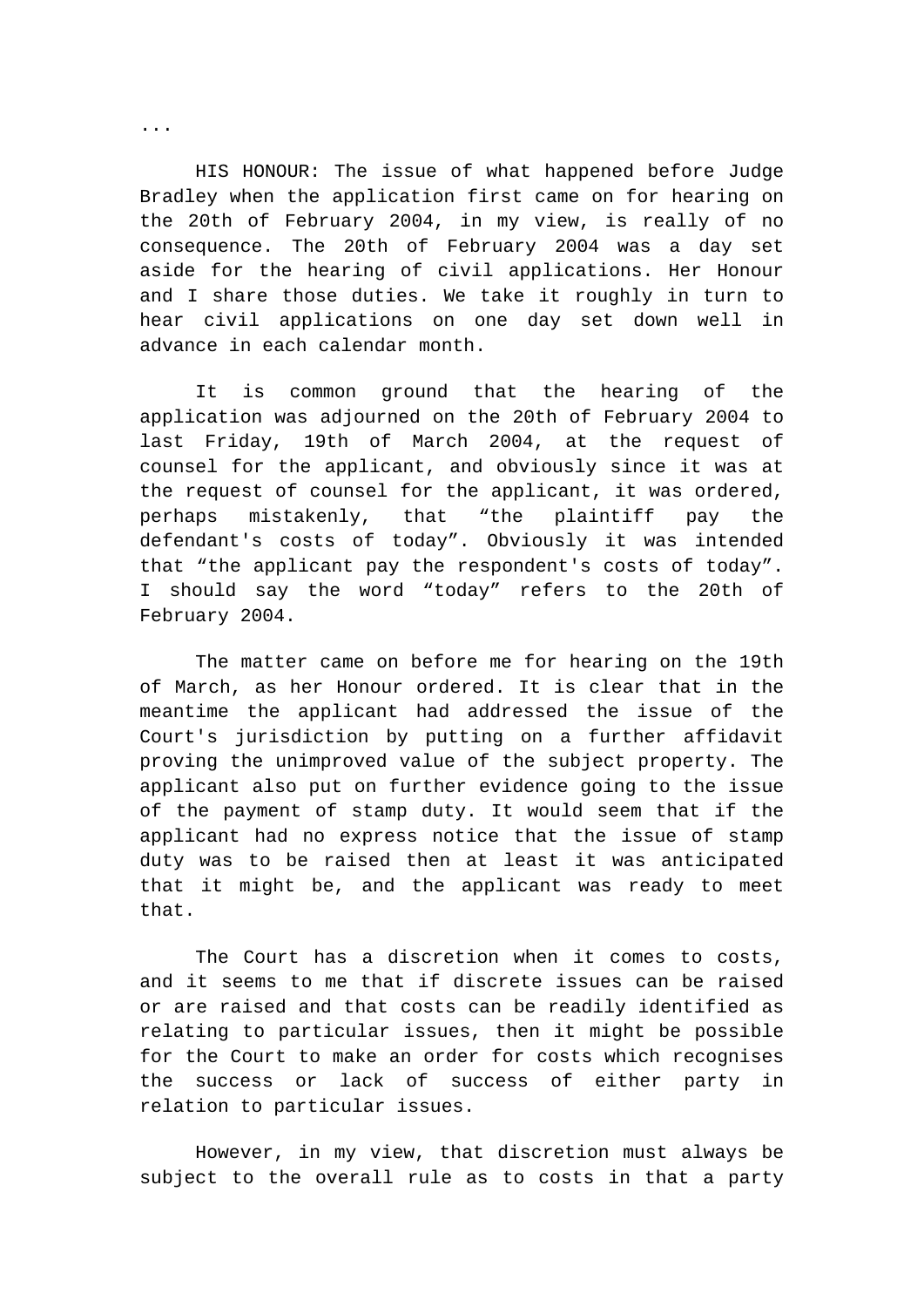...

HIS HONOUR: The issue of what happened before Judge Bradley when the application first came on for hearing on the 20th of February 2004, in my view, is really of no consequence. The 20th of February 2004 was a day set aside for the hearing of civil applications. Her Honour and I share those duties. We take it roughly in turn to hear civil applications on one day set down well in advance in each calendar month.

It is common ground that the hearing of the application was adjourned on the 20th of February 2004 to last Friday, 19th of March 2004, at the request of counsel for the applicant, and obviously since it was at the request of counsel for the applicant, it was ordered, perhaps mistakenly, that "the plaintiff pay the defendant's costs of today". Obviously it was intended that "the applicant pay the respondent's costs of today". I should say the word "today" refers to the 20th of February 2004.

The matter came on before me for hearing on the 19th of March, as her Honour ordered. It is clear that in the meantime the applicant had addressed the issue of the Court's jurisdiction by putting on a further affidavit proving the unimproved value of the subject property. The applicant also put on further evidence going to the issue of the payment of stamp duty. It would seem that if the applicant had no express notice that the issue of stamp duty was to be raised then at least it was anticipated that it might be, and the applicant was ready to meet that.

The Court has a discretion when it comes to costs, and it seems to me that if discrete issues can be raised or are raised and that costs can be readily identified as relating to particular issues, then it might be possible for the Court to make an order for costs which recognises the success or lack of success of either party in relation to particular issues.

However, in my view, that discretion must always be subject to the overall rule as to costs in that a party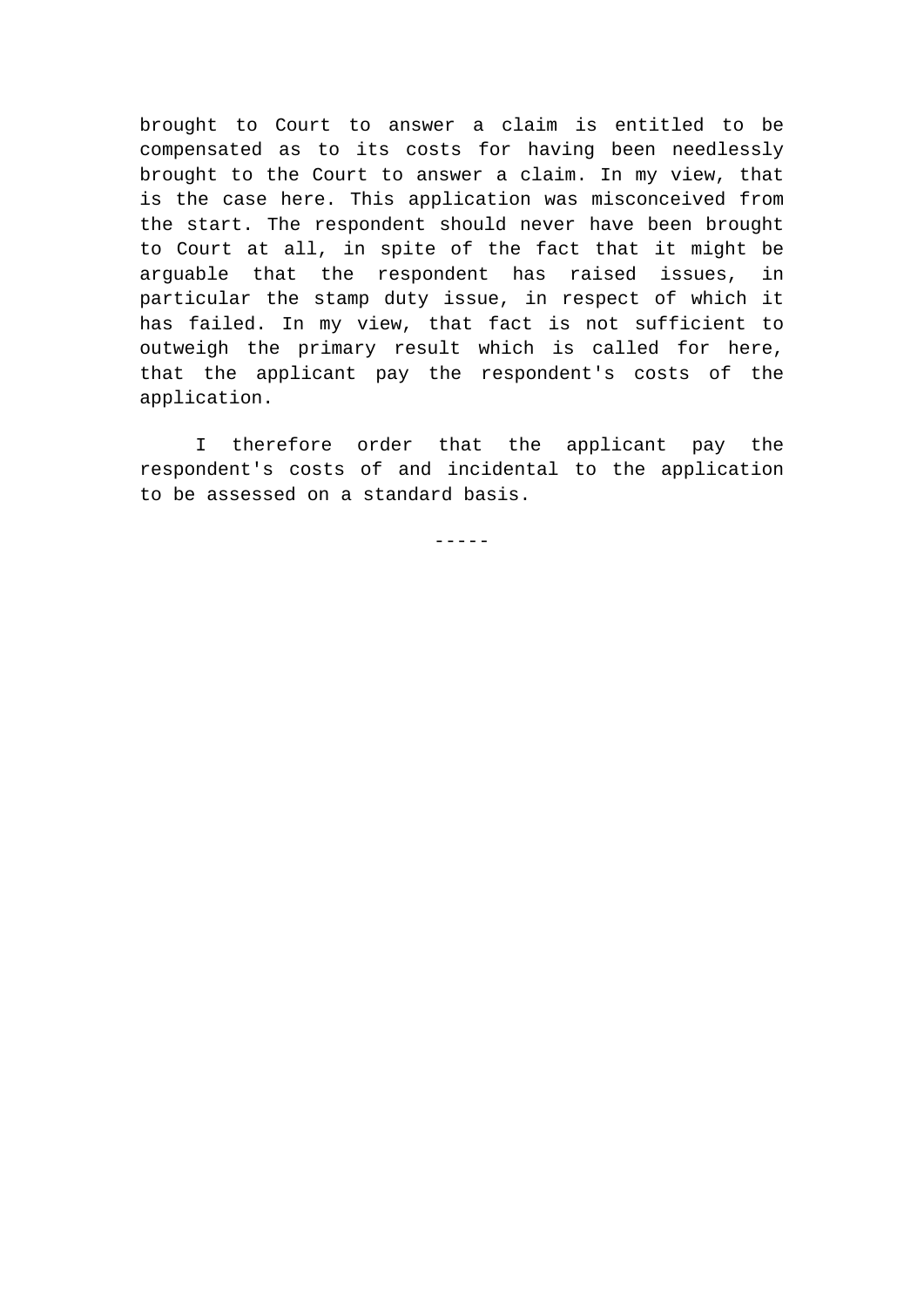brought to Court to answer a claim is entitled to be compensated as to its costs for having been needlessly brought to the Court to answer a claim. In my view, that is the case here. This application was misconceived from the start. The respondent should never have been brought to Court at all, in spite of the fact that it might be arguable that the respondent has raised issues, in particular the stamp duty issue, in respect of which it has failed. In my view, that fact is not sufficient to outweigh the primary result which is called for here, that the applicant pay the respondent's costs of the application.

I therefore order that the applicant pay the respondent's costs of and incidental to the application to be assessed on a standard basis.

-----